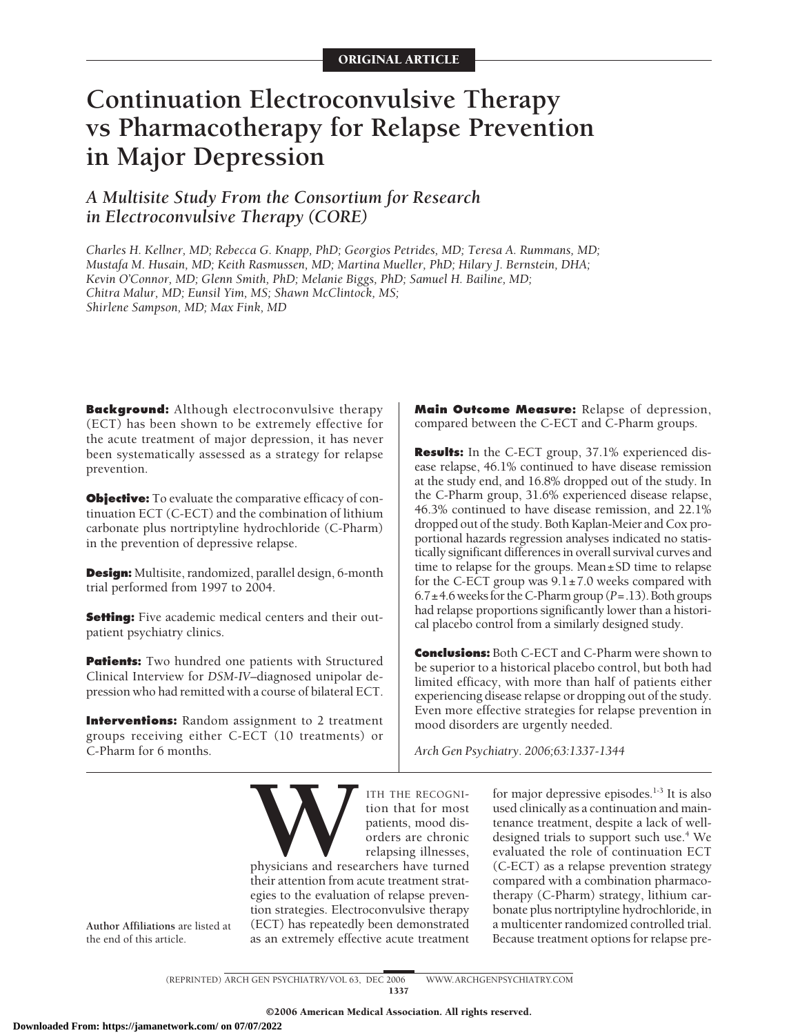ORIGINAL ARTICLE

# Continuation Electroconvulsive Therapy vs Pharmacotherapy for Relapse Prevention in Major Depression

## *A Multisite Study From the Consortium for Research in Electroconvulsive Therapy (CORE)*

*Charles H. Kellner, MD; Rebecca G. Knapp, PhD; Georgios Petrides, MD; Teresa A. Rummans, MD; Mustafa M. Husain, MD; Keith Rasmussen, MD; Martina Mueller, PhD; Hilary J. Bernstein, DHA; Kevin O'Connor, MD; Glenn Smith, PhD; Melanie Biggs, PhD; Samuel H. Bailine, MD; Chitra Malur, MD; Eunsil Yim, MS; Shawn McClintock, MS; Shirlene Sampson, MD; Max Fink, MD*

**Background:** Although electroconvulsive therapy (ECT) has been shown to be extremely effective for the acute treatment of major depression, it has never been systematically assessed as a strategy for relapse prevention.

**Objective:** To evaluate the comparative efficacy of continuation ECT (C-ECT) and the combination of lithium carbonate plus nortriptyline hydrochloride (C-Pharm) in the prevention of depressive relapse.

**Design:** Multisite, randomized, parallel design, 6-month trial performed from 1997 to 2004.

**Setting:** Five academic medical centers and their outpatient psychiatry clinics.

**Patients:** Two hundred one patients with Structured Clinical Interview for *DSM-IV*–diagnosed unipolar depression who had remitted with a course of bilateral ECT.

**Interventions:** Random assignment to 2 treatment groups receiving either C-ECT (10 treatments) or C-Pharm for 6 months.

**Main Outcome Measure:** Relapse of depression, compared between the C-ECT and C-Pharm groups.

**Results:** In the C-ECT group, 37.1% experienced disease relapse, 46.1% continued to have disease remission at the study end, and 16.8% dropped out of the study. In the C-Pharm group, 31.6% experienced disease relapse, 46.3% continued to have disease remission, and 22.1% dropped out of the study. Both Kaplan-Meier and Cox proportional hazards regression analyses indicated no statistically significant differences in overall survival curves and time to relapse for the groups. Mean ± SD time to relapse for the C-ECT group was 9.1 ± 7.0 weeks compared with 6.7 ± 4.6 weeks for the C-Pharm group ($P = .13$). Both groups had relapse proportions significantly lower than a historical placebo control from a similarly designed study.

**Conclusions:** Both C-ECT and C-Pharm were shown to be superior to a historical placebo control, but both had limited efficacy, with more than half of patients either experiencing disease relapse or dropping out of the study. Even more effective strategies for relapse prevention in mood disorders are urgently needed.

*Arch Gen Psychiatry. 2006;63:1337-1344*

**Author Affiliations** are listed at the end of this article.

WITH THE RECOGNITION that for most patients, mood disorders are chronic relapsing illnesses, physicians and researchers have turned their attention from acute treatment strategies to the evaluation of relapse prevention strategies. Electroconvulsive therapy (ECT) has repeatedly been demonstrated as an extremely effective acute treatment for major depressive episodes.[1-3] It is also used clinically as a continuation and maintenance treatment, despite a lack of well-designed trials to support such use.[4] We evaluated the role of continuation ECT (C-ECT) as a relapse prevention strategy compared with a combination pharmacotherapy (C-Pharm) strategy, lithium carbonate plus nortriptyline hydrochloride, in a multicenter randomized controlled trial. Because treatment options for relapse pre-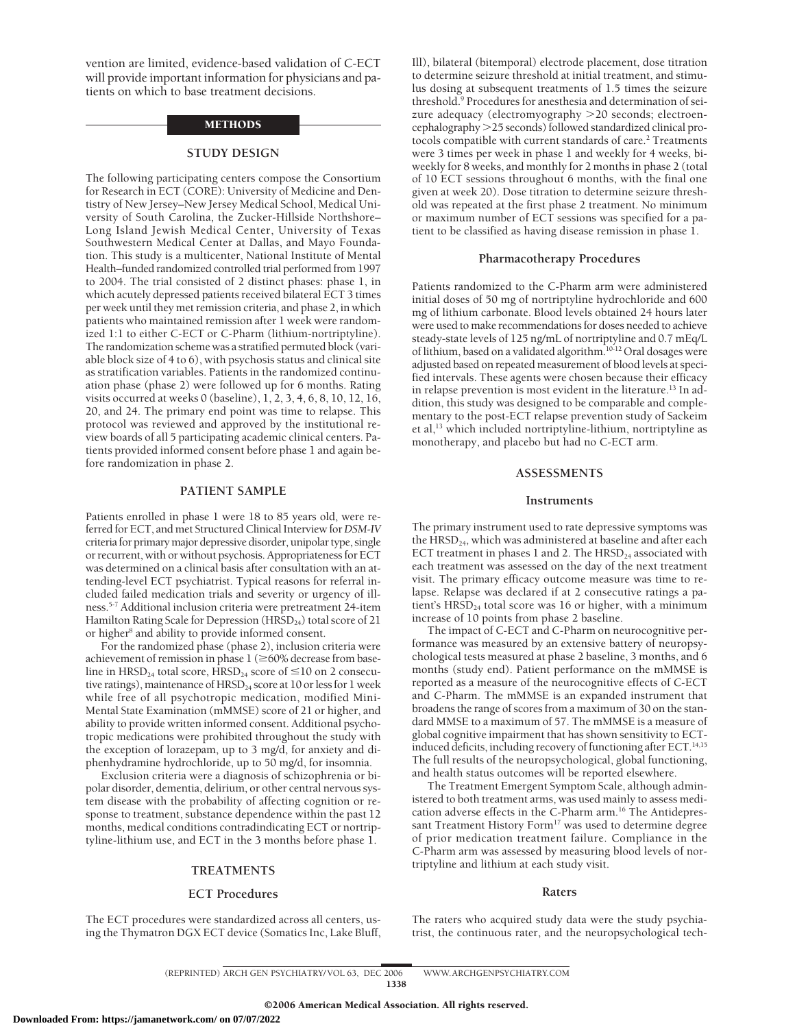vention are limited, evidence-based validation of C-ECT will provide important information for physicians and patients on which to base treatment decisions.

## METHODS

### STUDY DESIGN

The following participating centers compose the Consortium for Research in ECT (CORE): University of Medicine and Dentistry of New Jersey–New Jersey Medical School, Medical University of South Carolina, the Zucker-Hillside Northshore–Long Island Jewish Medical Center, University of Texas Southwestern Medical Center at Dallas, and Mayo Foundation. This study is a multicenter, National Institute of Mental Health–funded randomized controlled trial performed from 1997 to 2004. The trial consisted of 2 distinct phases: phase 1, in which acutely depressed patients received bilateral ECT 3 times per week until they met remission criteria, and phase 2, in which patients who maintained remission after 1 week were randomized 1:1 to either C-ECT or C-Pharm (lithium-nortriptyline). The randomization scheme was a stratified permuted block (variable block size of 4 to 6), with psychosis status and clinical site as stratification variables. Patients in the randomized continuation phase (phase 2) were followed up for 6 months. Rating visits occurred at weeks 0 (baseline), 1, 2, 3, 4, 6, 8, 10, 12, 16, 20, and 24. The primary end point was time to relapse. This protocol was reviewed and approved by the institutional review boards of all 5 participating academic clinical centers. Patients provided informed consent before phase 1 and again before randomization in phase 2.

### PATIENT SAMPLE

Patients enrolled in phase 1 were 18 to 85 years old, were referred for ECT, and met Structured Clinical Interview for *DSM-IV* criteria for primary major depressive disorder, unipolar type, single or recurrent, with or without psychosis. Appropriateness for ECT was determined on a clinical basis after consultation with an attending-level ECT psychiatrist. Typical reasons for referral included failed medication trials and severity or urgency of illness.[5-7] Additional inclusion criteria were pretreatment 24-item Hamilton Rating Scale for Depression ($HRSD_{24}$) total score of 21 or higher[8] and ability to provide informed consent.

For the randomized phase (phase 2), inclusion criteria were achievement of remission in phase 1 ($\geq$60% decrease from baseline in $HRSD_{24}$ total score, $HRSD_{24}$ score of $\leq$10 on 2 consecutive ratings), maintenance of $HRSD_{24}$ score at 10 or less for 1 week while free of all psychotropic medication, modified Mini-Mental State Examination (mMMSE) score of 21 or higher, and ability to provide written informed consent. Additional psychotropic medications were prohibited throughout the study with the exception of lorazepam, up to 3 mg/d, for anxiety and diphenhydramine hydrochloride, up to 50 mg/d, for insomnia.

Exclusion criteria were a diagnosis of schizophrenia or bipolar disorder, dementia, delirium, or other central nervous system disease with the probability of affecting cognition or response to treatment, substance dependence within the past 12 months, medical conditions contraindicating ECT or nortriptyline-lithium use, and ECT in the 3 months before phase 1.

### TREATMENTS

#### ECT Procedures

The ECT procedures were standardized across all centers, using the Thymatron DGX ECT device (Somatics Inc, Lake Bluff, Ill), bilateral (bitemporal) electrode placement, dose titration to determine seizure threshold at initial treatment, and stimulus dosing at subsequent treatments of 1.5 times the seizure threshold.[9] Procedures for anesthesia and determination of seizure adequacy (electromyography >20 seconds; electroencephalography >25 seconds) followed standardized clinical protocols compatible with current standards of care.[2] Treatments were 3 times per week in phase 1 and weekly for 4 weeks, biweekly for 8 weeks, and monthly for 2 months in phase 2 (total of 10 ECT sessions throughout 6 months, with the final one given at week 20). Dose titration to determine seizure threshold was repeated at the first phase 2 treatment. No minimum or maximum number of ECT sessions was specified for a patient to be classified as having disease remission in phase 1.

#### Pharmacotherapy Procedures

Patients randomized to the C-Pharm arm were administered initial doses of 50 mg of nortriptyline hydrochloride and 600 mg of lithium carbonate. Blood levels obtained 24 hours later were used to make recommendations for doses needed to achieve steady-state levels of 125 ng/mL of nortriptyline and 0.7 mEq/L of lithium, based on a validated algorithm.[10-12] Oral dosages were adjusted based on repeated measurement of blood levels at specified intervals. These agents were chosen because their efficacy in relapse prevention is most evident in the literature.[13] In addition, this study was designed to be comparable and complementary to the post-ECT relapse prevention study of Sackeim et al,[13] which included nortriptyline-lithium, nortriptyline as monotherapy, and placebo but had no C-ECT arm.

### ASSESSMENTS

#### Instruments

The primary instrument used to rate depressive symptoms was the $HRSD_{24}$, which was administered at baseline and after each ECT treatment in phases 1 and 2. The $HRSD_{24}$ associated with each treatment was assessed on the day of the next treatment visit. The primary efficacy outcome measure was time to relapse. Relapse was declared if at 2 consecutive ratings a patient's $HRSD_{24}$ total score was 16 or higher, with a minimum increase of 10 points from phase 2 baseline.

The impact of C-ECT and C-Pharm on neurocognitive performance was measured by an extensive battery of neuropsychological tests measured at phase 2 baseline, 3 months, and 6 months (study end). Patient performance on the mMMSE is reported as a measure of the neurocognitive effects of C-ECT and C-Pharm. The mMMSE is an expanded instrument that broadens the range of scores from a maximum of 30 on the standard MMSE to a maximum of 57. The mMMSE is a measure of global cognitive impairment that has shown sensitivity to ECT-induced deficits, including recovery of functioning after ECT.[14,15] The full results of the neuropsychological, global functioning, and health status outcomes will be reported elsewhere.

The Treatment Emergent Symptom Scale, although administered to both treatment arms, was used mainly to assess medication adverse effects in the C-Pharm arm.[16] The Antidepressant Treatment History Form[17] was used to determine degree of prior medication treatment failure. Compliance in the C-Pharm arm was assessed by measuring blood levels of nortriptyline and lithium at each study visit.

#### Raters

The raters who acquired study data were the study psychiatrist, the continuous rater, and the neuropsychological tech-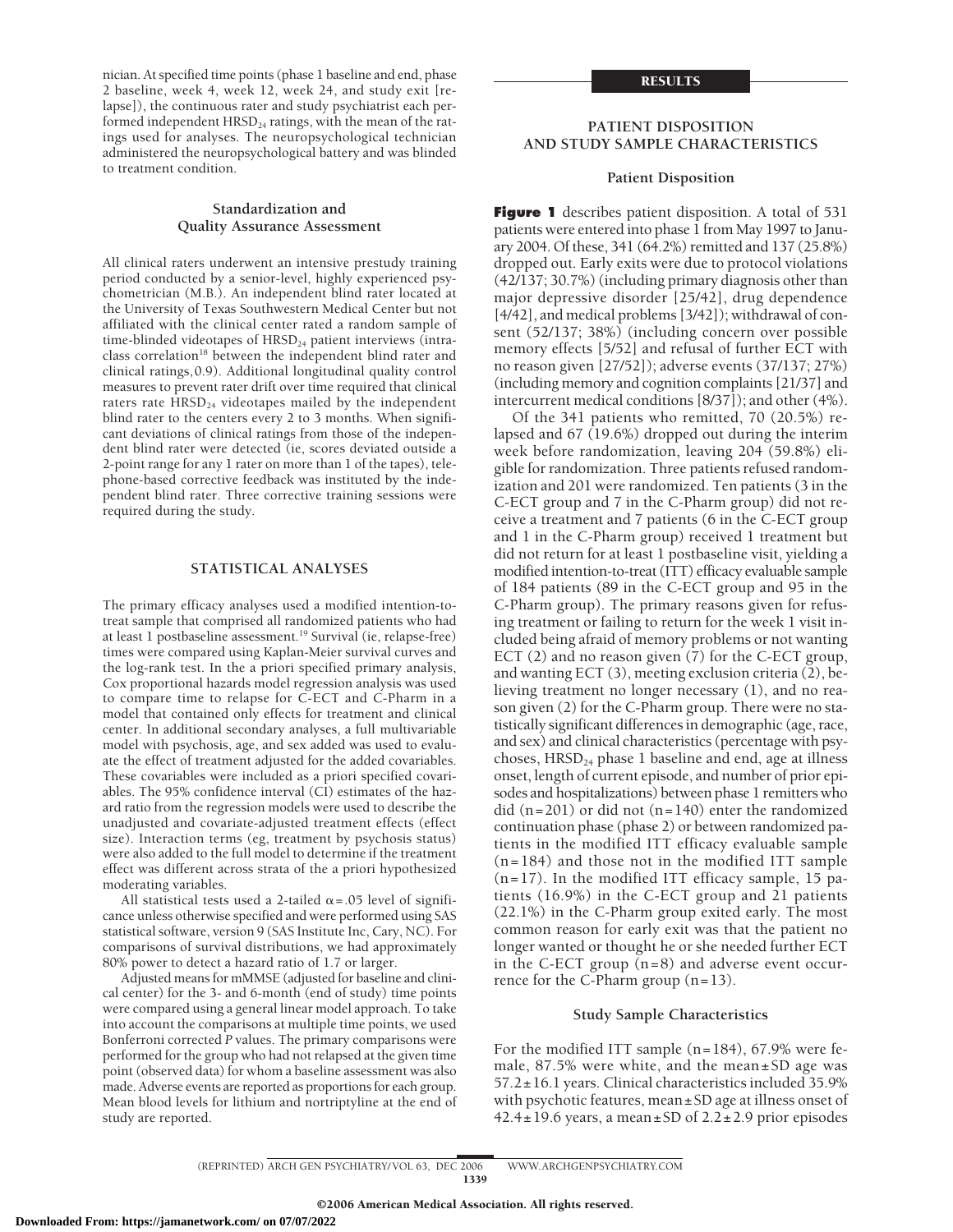nician. At specified time points (phase 1 baseline and end, phase 2 baseline, week 4, week 12, week 24, and study exit [relapse]), the continuous rater and study psychiatrist each performed independent $HRSD_{24}$ ratings, with the mean of the ratings used for analyses. The neuropsychological technician administered the neuropsychological battery and was blinded to treatment condition.

### Standardization and Quality Assurance Assessment

All clinical raters underwent an intensive prestudy training period conducted by a senior-level, highly experienced psychometrician (M.B.). An independent blind rater located at the University of Texas Southwestern Medical Center but not affiliated with the clinical center rated a random sample of time-blinded videotapes of $HRSD_{24}$ patient interviews (intraclass correlation[18] between the independent blind rater and clinical ratings, 0.9). Additional longitudinal quality control measures to prevent rater drift over time required that clinical raters rate $HRSD_{24}$ videotapes mailed by the independent blind rater to the centers every 2 to 3 months. When significant deviations of clinical ratings from those of the independent blind rater were detected (ie, scores deviated outside a 2-point range for any 1 rater on more than 1 of the tapes), telephone-based corrective feedback was instituted by the independent blind rater. Three corrective training sessions were required during the study.

## STATISTICAL ANALYSES

The primary efficacy analyses used a modified intention-to-treat sample that comprised all randomized patients who had at least 1 postbaseline assessment.[19] Survival (ie, relapse-free) times were compared using Kaplan-Meier survival curves and the log-rank test. In the a priori specified primary analysis, Cox proportional hazards model regression analysis was used to compare time to relapse for C-ECT and C-Pharm in a model that contained only effects for treatment and clinical center. In additional secondary analyses, a full multivariable model with psychosis, age, and sex added was used to evaluate the effect of treatment adjusted for the added covariables. These covariables were included as a priori specified covariables. The 95% confidence interval (CI) estimates of the hazard ratio from the regression models were used to describe the unadjusted and covariate-adjusted treatment effects (effect size). Interaction terms (eg, treatment by psychosis status) were also added to the full model to determine if the treatment effect was different across strata of the a priori hypothesized moderating variables.

All statistical tests used a 2-tailed $\alpha = .05$ level of significance unless otherwise specified and were performed using SAS statistical software, version 9 (SAS Institute Inc, Cary, NC). For comparisons of survival distributions, we had approximately 80% power to detect a hazard ratio of 1.7 or larger.

Adjusted means for mMMSE (adjusted for baseline and clinical center) for the 3- and 6-month (end of study) time points were compared using a general linear model approach. To take into account the comparisons at multiple time points, we used Bonferroni corrected *P* values. The primary comparisons were performed for the group who had not relapsed at the given time point (observed data) for whom a baseline assessment was also made. Adverse events are reported as proportions for each group. Mean blood levels for lithium and nortriptyline at the end of study are reported.

## RESULTS

### PATIENT DISPOSITION AND STUDY SAMPLE CHARACTERISTICS

#### Patient Disposition

**Figure 1** describes patient disposition. A total of 531 patients were entered into phase 1 from May 1997 to January 2004. Of these, 341 (64.2%) remitted and 137 (25.8%) dropped out. Early exits were due to protocol violations (42/137; 30.7%) (including primary diagnosis other than major depressive disorder [25/42], drug dependence [4/42], and medical problems [3/42]); withdrawal of consent (52/137; 38%) (including concern over possible memory effects [5/52] and refusal of further ECT with no reason given [27/52]); adverse events (37/137; 27%) (including memory and cognition complaints [21/37] and intercurrent medical conditions [8/37]); and other (4%).

Of the 341 patients who remitted, 70 (20.5%) relapsed and 67 (19.6%) dropped out during the interim week before randomization, leaving 204 (59.8%) eligible for randomization. Three patients refused randomization and 201 were randomized. Ten patients (3 in the C-ECT group and 7 in the C-Pharm group) did not receive a treatment and 7 patients (6 in the C-ECT group and 1 in the C-Pharm group) received 1 treatment but did not return for at least 1 postbaseline visit, yielding a modified intention-to-treat (ITT) efficacy evaluable sample of 184 patients (89 in the C-ECT group and 95 in the C-Pharm group). The primary reasons given for refusing treatment or failing to return for the week 1 visit included being afraid of memory problems or not wanting ECT (2) and no reason given (7) for the C-ECT group, and wanting ECT (3), meeting exclusion criteria (2), believing treatment no longer necessary (1), and no reason given (2) for the C-Pharm group. There were no statistically significant differences in demographic (age, race, and sex) and clinical characteristics (percentage with psychoses, $HRSD_{24}$ phase 1 baseline and end, age at illness onset, length of current episode, and number of prior episodes and hospitalizations) between phase 1 remitters who did (n=201) or did not (n=140) enter the randomized continuation phase (phase 2) or between randomized patients in the modified ITT efficacy evaluable sample (n=184) and those not in the modified ITT sample (n=17). In the modified ITT efficacy sample, 15 patients (16.9%) in the C-ECT group and 21 patients (22.1%) in the C-Pharm group exited early. The most common reason for early exit was that the patient no longer wanted or thought he or she needed further ECT in the C-ECT group (n=8) and adverse event occurrence for the C-Pharm group (n=13).

#### Study Sample Characteristics

For the modified ITT sample (n=184), 67.9% were female, 87.5% were white, and the mean±SD age was 57.2±16.1 years. Clinical characteristics included 35.9% with psychotic features, mean±SD age at illness onset of 42.4±19.6 years, a mean±SD of 2.2±2.9 prior episodes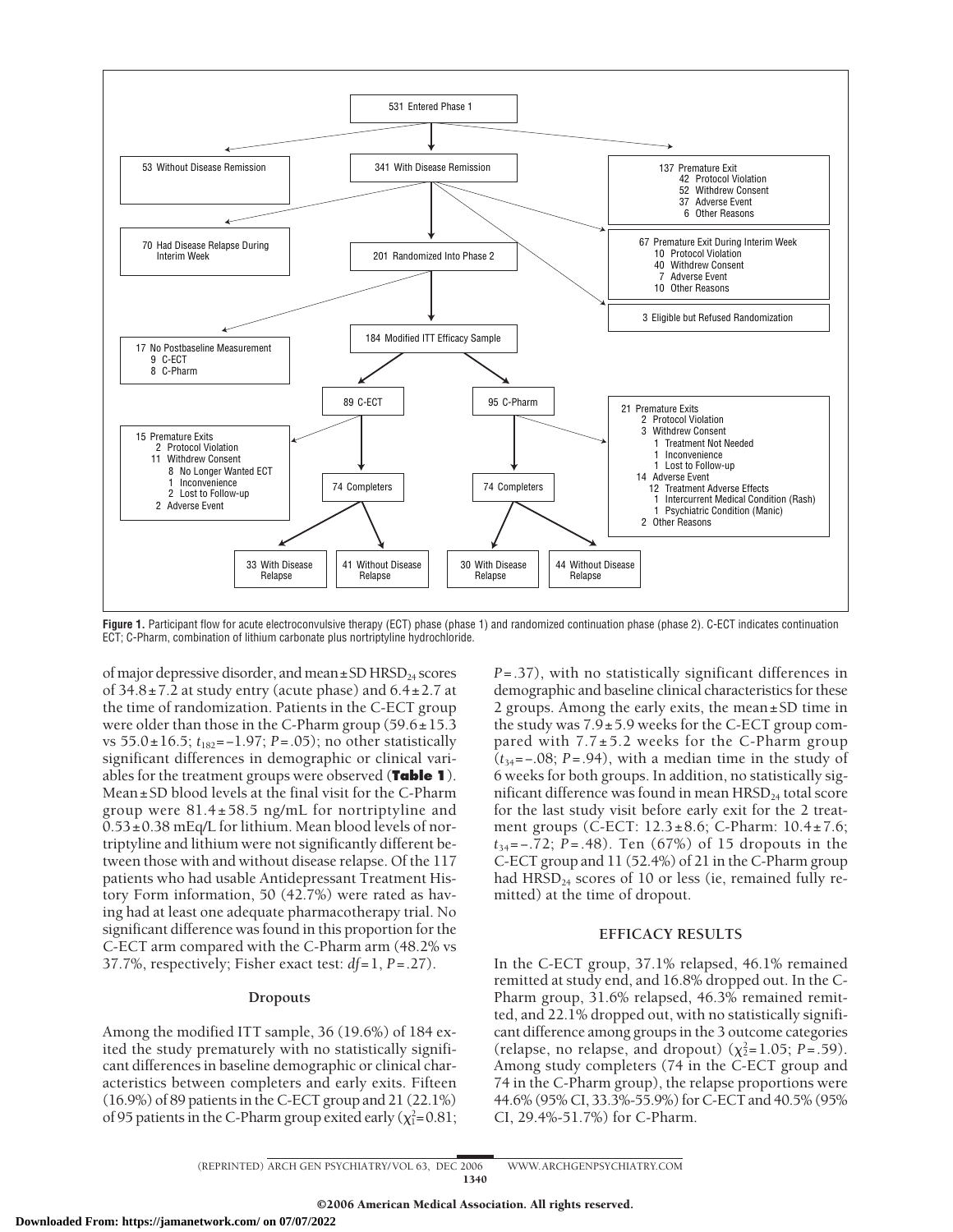531 Entered Phase 1

53 Without Disease Remission

341 With Disease Remission

137 Premature Exit
- 42 Protocol Violation
- 52 Withdrew Consent
- 37 Adverse Event
- 6 Other Reasons

70 Had Disease Relapse During Interim Week

201 Randomized Into Phase 2

67 Premature Exit During Interim Week
- 10 Protocol Violation
- 40 Withdrew Consent
- 7 Adverse Event
- 10 Other Reasons

3 Eligible but Refused Randomization

17 No Postbaseline Measurement
- 9 C-ECT
- 8 C-Pharm

184 Modified ITT Efficacy Sample

89 C-ECT

95 C-Pharm

15 Premature Exits
- 2 Protocol Violation
- 11 Withdrew Consent
  - 8 No Longer Wanted ECT
  - 1 Inconvenience
  - 2 Lost to Follow-up
- 2 Adverse Event

21 Premature Exits
- 2 Protocol Violation
- 3 Withdrew Consent
  - 1 Treatment Not Needed
  - 1 Inconvenience
  - 1 Lost to Follow-up
- 14 Adverse Event
  - 12 Treatment Adverse Effects
  - 1 Intercurrent Medical Condition (Rash)
  - 1 Psychiatric Condition (Manic)
- 2 Other Reasons

74 Completers (C-ECT): 33 With Disease Relapse; 41 Without Disease Relapse

74 Completers (C-Pharm): 30 With Disease Relapse; 44 Without Disease Relapse

**Figure 1.** Participant flow for acute electroconvulsive therapy (ECT) phase (phase 1) and randomized continuation phase (phase 2). C-ECT indicates continuation ECT; C-Pharm, combination of lithium carbonate plus nortriptyline hydrochloride.

of major depressive disorder, and mean±SD $HRSD_{24}$ scores of 34.8±7.2 at study entry (acute phase) and 6.4±2.7 at the time of randomization. Patients in the C-ECT group were older than those in the C-Pharm group (59.6±15.3 vs 55.0±16.5; $t_{182}$=−1.97; $P$=.05); no other statistically significant differences in demographic or clinical variables for the treatment groups were observed (**Table 1**). Mean±SD blood levels at the final visit for the C-Pharm group were 81.4±58.5 ng/mL for nortriptyline and 0.53±0.38 mEq/L for lithium. Mean blood levels of nortriptyline and lithium were not significantly different between those with and without disease relapse. Of the 117 patients who had usable Antidepressant Treatment History Form information, 50 (42.7%) were rated as having had at least one adequate pharmacotherapy trial. No significant difference was found in this proportion for the C-ECT arm compared with the C-Pharm arm (48.2% vs 37.7%, respectively; Fisher exact test: $df$=1, $P$=.27).

## Dropouts

Among the modified ITT sample, 36 (19.6%) of 184 exited the study prematurely with no statistically significant differences in baseline demographic or clinical characteristics between completers and early exits. Fifteen (16.9%) of 89 patients in the C-ECT group and 21 (22.1%) of 95 patients in the C-Pharm group exited early ($\chi^2_1$=0.81; $P$=.37), with no statistically significant differences in demographic and baseline clinical characteristics for these 2 groups. Among the early exits, the mean±SD time in the study was 7.9±5.9 weeks for the C-ECT group compared with 7.7±5.2 weeks for the C-Pharm group ($t_{34}$=−.08; $P$=.94), with a median time in the study of 6 weeks for both groups. In addition, no statistically significant difference was found in mean $HRSD_{24}$ total score for the last study visit before early exit for the 2 treatment groups (C-ECT: 12.3±8.6; C-Pharm: 10.4±7.6; $t_{34}$=−.72; $P$=.48). Ten (67%) of 15 dropouts in the C-ECT group and 11 (52.4%) of 21 in the C-Pharm group had $HRSD_{24}$ scores of 10 or less (ie, remained fully remitted) at the time of dropout.

## EFFICACY RESULTS

In the C-ECT group, 37.1% relapsed, 46.1% remained remitted at study end, and 16.8% dropped out. In the C-Pharm group, 31.6% relapsed, 46.3% remained remitted, and 22.1% dropped out, with no statistically significant difference among groups in the 3 outcome categories (relapse, no relapse, and dropout) ($\chi^2_2$=1.05; $P$=.59). Among study completers (74 in the C-ECT group and 74 in the C-Pharm group), the relapse proportions were 44.6% (95% CI, 33.3%-55.9%) for C-ECT and 40.5% (95% CI, 29.4%-51.7%) for C-Pharm.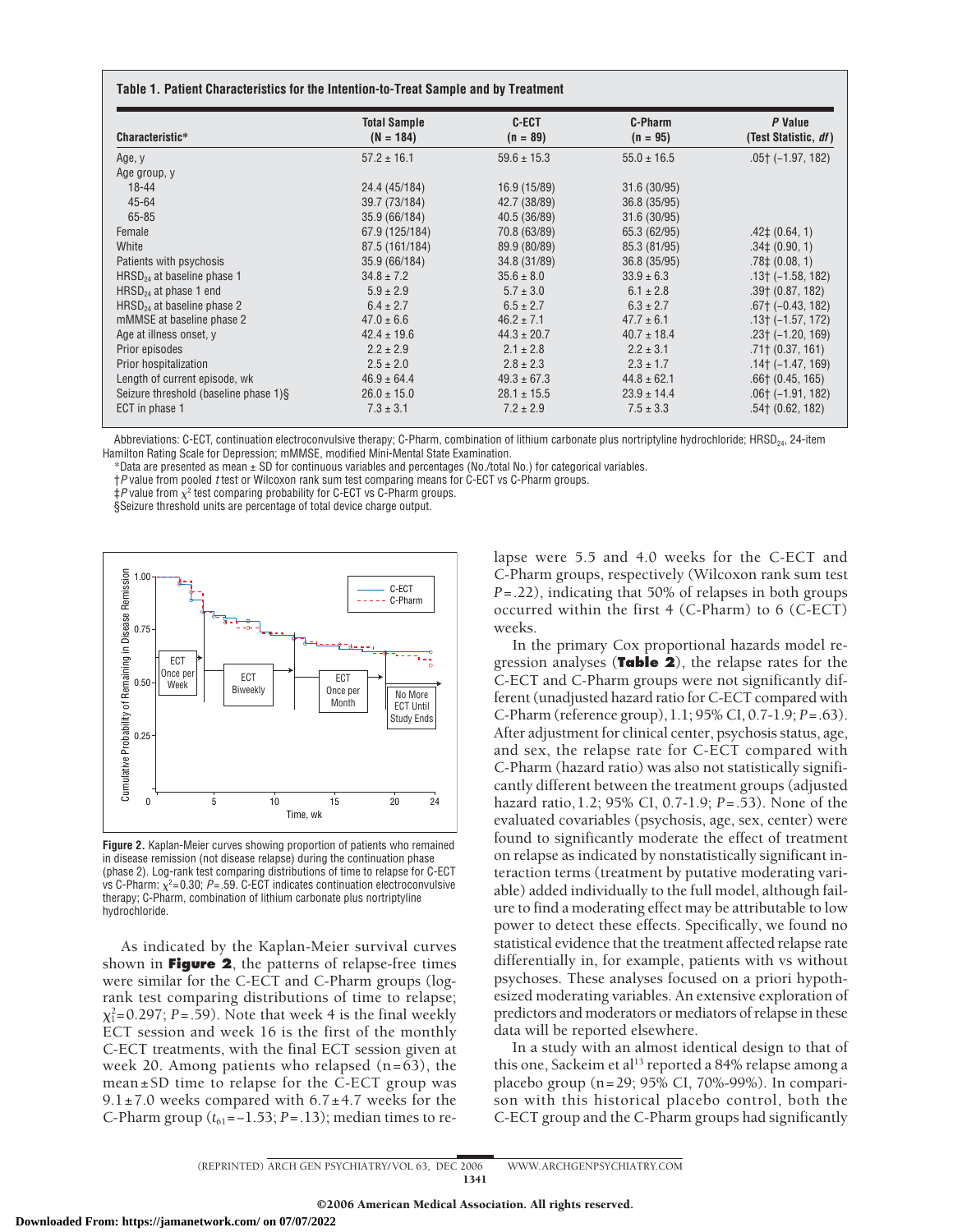**Table 1. Patient Characteristics for the Intention-to-Treat Sample and by Treatment**

| Characteristic* | Total Sample (N = 184) | C-ECT (n = 89) | C-Pharm (n = 95) | *P* Value (Test Statistic, *df*) |
|---|---|---|---|---|
| Age, y | 57.2 ± 16.1 | 59.6 ± 15.3 | 55.0 ± 16.5 | .05† (−1.97, 182) |
| Age group, y | | | | |
| 18-44 | 24.4 (45/184) | 16.9 (15/89) | 31.6 (30/95) | |
| 45-64 | 39.7 (73/184) | 42.7 (38/89) | 36.8 (35/95) | |
| 65-85 | 35.9 (66/184) | 40.5 (36/89) | 31.6 (30/95) | |
| Female | 67.9 (125/184) | 70.8 (63/89) | 65.3 (62/95) | .42‡ (0.64, 1) |
| White | 87.5 (161/184) | 89.9 (80/89) | 85.3 (81/95) | .34‡ (0.90, 1) |
| Patients with psychosis | 35.9 (66/184) | 34.8 (31/89) | 36.8 (35/95) | .78‡ (0.08, 1) |
| $HRSD_{24}$ at baseline phase 1 | 34.8 ± 7.2 | 35.6 ± 8.0 | 33.9 ± 6.3 | .13† (−1.58, 182) |
| $HRSD_{24}$ at phase 1 end | 5.9 ± 2.9 | 5.7 ± 3.0 | 6.1 ± 2.8 | .39† (0.87, 182) |
| $HRSD_{24}$ at baseline phase 2 | 6.4 ± 2.7 | 6.5 ± 2.7 | 6.3 ± 2.7 | .67† (−0.43, 182) |
| mMMSE at baseline phase 2 | 47.0 ± 6.6 | 46.2 ± 7.1 | 47.7 ± 6.1 | .13† (−1.57, 172) |
| Age at illness onset, y | 42.4 ± 19.6 | 44.3 ± 20.7 | 40.7 ± 18.4 | .23† (−1.20, 169) |
| Prior episodes | 2.2 ± 2.9 | 2.1 ± 2.8 | 2.2 ± 3.1 | .71† (0.37, 161) |
| Prior hospitalization | 2.5 ± 2.0 | 2.8 ± 2.3 | 2.3 ± 1.7 | .14† (−1.47, 169) |
| Length of current episode, wk | 46.9 ± 64.4 | 49.3 ± 67.3 | 44.8 ± 62.1 | .66† (0.45, 165) |
| Seizure threshold (baseline phase 1)§ | 26.0 ± 15.0 | 28.1 ± 15.5 | 23.9 ± 14.4 | .06† (−1.91, 182) |
| ECT in phase 1 | 7.3 ± 3.1 | 7.2 ± 2.9 | 7.5 ± 3.3 | .54† (0.62, 182) |

Abbreviations: C-ECT, continuation electroconvulsive therapy; C-Pharm, combination of lithium carbonate plus nortriptyline hydrochloride; $HRSD_{24}$, 24-item Hamilton Rating Scale for Depression; mMMSE, modified Mini-Mental State Examination.

*Data are presented as mean ± SD for continuous variables and percentages (No./total No.) for categorical variables.

†*P* value from pooled *t* test or Wilcoxon rank sum test comparing means for C-ECT vs C-Pharm groups.

‡*P* value from $\chi^2$ test comparing probability for C-ECT vs C-Pharm groups.

§Seizure threshold units are percentage of total device charge output.

**Figure 2.** Kaplan-Meier curves showing proportion of patients who remained in disease remission (not disease relapse) during the continuation phase (phase 2). Log-rank test comparing distributions of time to relapse for C-ECT vs C-Pharm: $\chi^2$=0.30; *P*=.59. C-ECT indicates continuation electroconvulsive therapy; C-Pharm, combination of lithium carbonate plus nortriptyline hydrochloride.

As indicated by the Kaplan-Meier survival curves shown in **Figure 2**, the patterns of relapse-free times were similar for the C-ECT and C-Pharm groups (log-rank test comparing distributions of time to relapse; $\chi^2_1$=0.297; *P*=.59). Note that week 4 is the final weekly ECT session and week 16 is the first of the monthly C-ECT treatments, with the final ECT session given at week 20. Among patients who relapsed (n=63), the mean±SD time to relapse for the C-ECT group was 9.1±7.0 weeks compared with 6.7±4.7 weeks for the C-Pharm group ($t_{61}$=−1.53; *P*=.13); median times to relapse were 5.5 and 4.0 weeks for the C-ECT and C-Pharm groups, respectively (Wilcoxon rank sum test *P*=.22), indicating that 50% of relapses in both groups occurred within the first 4 (C-Pharm) to 6 (C-ECT) weeks.

In the primary Cox proportional hazards model regression analyses (**Table 2**), the relapse rates for the C-ECT and C-Pharm groups were not significantly different (unadjusted hazard ratio for C-ECT compared with C-Pharm (reference group), 1.1; 95% CI, 0.7-1.9; *P*=.63). After adjustment for clinical center, psychosis status, age, and sex, the relapse rate for C-ECT compared with C-Pharm (hazard ratio) was also not statistically significantly different between the treatment groups (adjusted hazard ratio, 1.2; 95% CI, 0.7-1.9; *P*=.53). None of the evaluated covariables (psychosis, age, sex, center) were found to significantly moderate the effect of treatment on relapse as indicated by nonstatistically significant interaction terms (treatment by putative moderating variable) added individually to the full model, although failure to find a moderating effect may be attributable to low power to detect these effects. Specifically, we found no statistical evidence that the treatment affected relapse rate differentially in, for example, patients with vs without psychoses. These analyses focused on a priori hypothesized moderating variables. An extensive exploration of predictors and moderators or mediators of relapse in these data will be reported elsewhere.

In a study with an almost identical design to that of this one, Sackeim et al[13] reported a 84% relapse among a placebo group (n=29; 95% CI, 70%-99%). In comparison with this historical placebo control, both the C-ECT group and the C-Pharm groups had significantly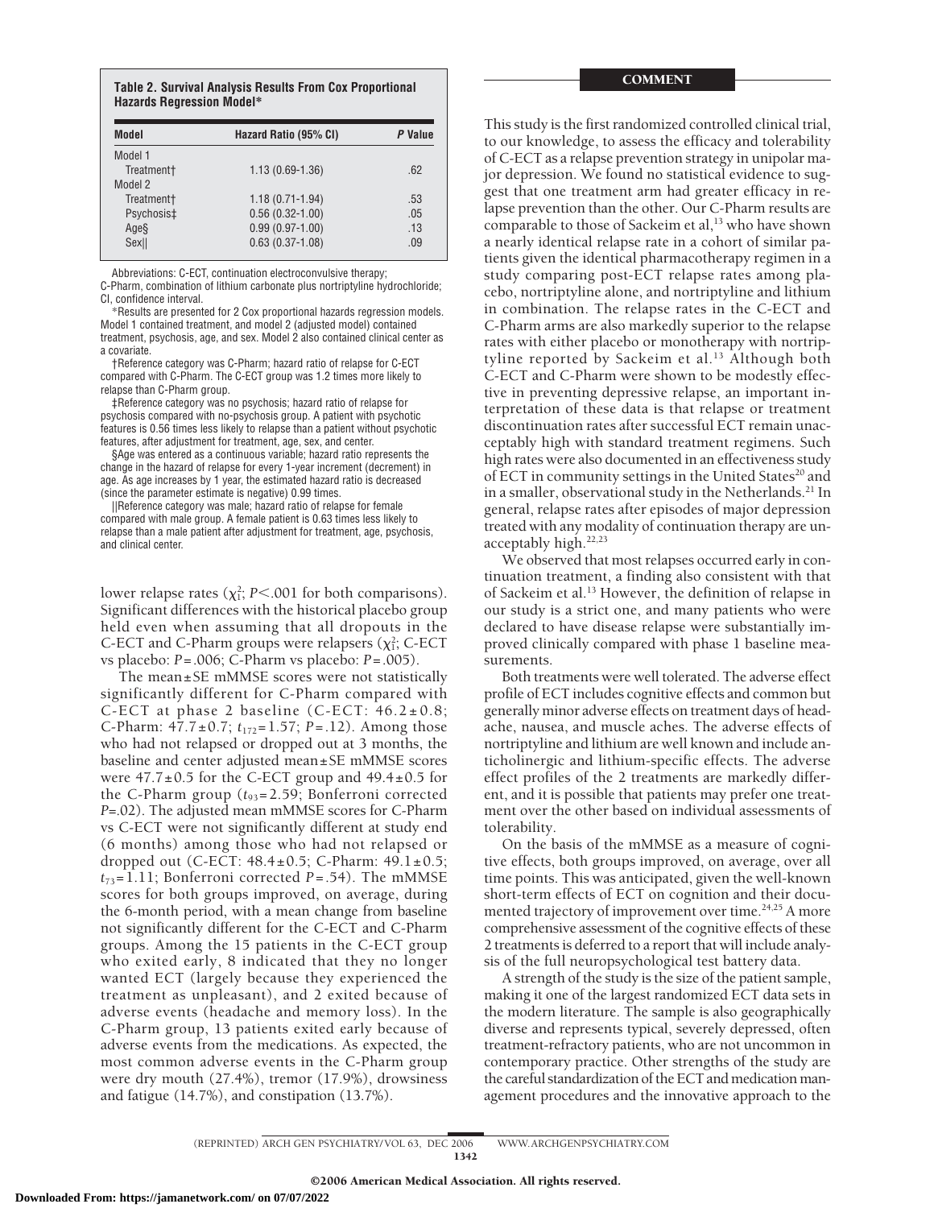**Table 2. Survival Analysis Results From Cox Proportional Hazards Regression Model***

| Model | Hazard Ratio (95% CI) | *P* Value |
|---|---|---|
| Model 1 | | |
| Treatment† | 1.13 (0.69-1.36) | .62 |
| Model 2 | | |
| Treatment† | 1.18 (0.71-1.94) | .53 |
| Psychosis‡ | 0.56 (0.32-1.00) | .05 |
| Age§ | 0.99 (0.97-1.00) | .13 |
| Sex‖ | 0.63 (0.37-1.08) | .09 |

Abbreviations: C-ECT, continuation electroconvulsive therapy; C-Pharm, combination of lithium carbonate plus nortriptyline hydrochloride; CI, confidence interval.

*Results are presented for 2 Cox proportional hazards regression models. Model 1 contained treatment, and model 2 (adjusted model) contained treatment, psychosis, age, and sex. Model 2 also contained clinical center as a covariate.

†Reference category was C-Pharm; hazard ratio of relapse for C-ECT compared with C-Pharm. The C-ECT group was 1.2 times more likely to relapse than C-Pharm group.

‡Reference category was no psychosis; hazard ratio of relapse for psychosis compared with no-psychosis group. A patient with psychotic features is 0.56 times less likely to relapse than a patient without psychotic features, after adjustment for treatment, age, sex, and center.

§Age was entered as a continuous variable; hazard ratio represents the change in the hazard of relapse for every 1-year increment (decrement) in age. As age increases by 1 year, the estimated hazard ratio is decreased (since the parameter estimate is negative) 0.99 times.

‖Reference category was male; hazard ratio of relapse for female compared with male group. A female patient is 0.63 times less likely to relapse than a male patient after adjustment for treatment, age, psychosis, and clinical center.

lower relapse rates ($\chi^2_1$; $P<.001$ for both comparisons). Significant differences with the historical placebo group held even when assuming that all dropouts in the C-ECT and C-Pharm groups were relapsers ($\chi^2_1$; C-ECT vs placebo: $P=.006$; C-Pharm vs placebo: $P=.005$).

The mean±SE mMMSE scores were not statistically significantly different for C-Pharm compared with C-ECT at phase 2 baseline (C-ECT: 46.2±0.8; C-Pharm: 47.7±0.7; $t_{172}=1.57$; $P=.12$). Among those who had not relapsed or dropped out at 3 months, the baseline and center adjusted mean±SE mMMSE scores were 47.7±0.5 for the C-ECT group and 49.4±0.5 for the C-Pharm group ($t_{93}=2.59$; Bonferroni corrected $P=.02$). The adjusted mean mMMSE scores for C-Pharm vs C-ECT were not significantly different at study end (6 months) among those who had not relapsed or dropped out (C-ECT: 48.4±0.5; C-Pharm: 49.1±0.5; $t_{73}=1.11$; Bonferroni corrected $P=.54$). The mMMSE scores for both groups improved, on average, during the 6-month period, with a mean change from baseline not significantly different for the C-ECT and C-Pharm groups. Among the 15 patients in the C-ECT group who exited early, 8 indicated that they no longer wanted ECT (largely because they experienced the treatment as unpleasant), and 2 exited because of adverse events (headache and memory loss). In the C-Pharm group, 13 patients exited early because of adverse events from the medications. As expected, the most common adverse events in the C-Pharm group were dry mouth (27.4%), tremor (17.9%), drowsiness and fatigue (14.7%), and constipation (13.7%).

## COMMENT

This study is the first randomized controlled clinical trial, to our knowledge, to assess the efficacy and tolerability of C-ECT as a relapse prevention strategy in unipolar major depression. We found no statistical evidence to suggest that one treatment arm had greater efficacy in relapse prevention than the other. Our C-Pharm results are comparable to those of Sackeim et al,[13] who have shown a nearly identical relapse rate in a cohort of similar patients given the identical pharmacotherapy regimen in a study comparing post-ECT relapse rates among placebo, nortriptyline alone, and nortriptyline and lithium in combination. The relapse rates in the C-ECT and C-Pharm arms are also markedly superior to the relapse rates with either placebo or monotherapy with nortriptyline reported by Sackeim et al.[13] Although both C-ECT and C-Pharm were shown to be modestly effective in preventing depressive relapse, an important interpretation of these data is that relapse or treatment discontinuation rates after successful ECT remain unacceptably high with standard treatment regimens. Such high rates were also documented in an effectiveness study of ECT in community settings in the United States[20] and in a smaller, observational study in the Netherlands.[21] In general, relapse rates after episodes of major depression treated with any modality of continuation therapy are unacceptably high.[22,23]

We observed that most relapses occurred early in continuation treatment, a finding also consistent with that of Sackeim et al.[13] However, the definition of relapse in our study is a strict one, and many patients who were declared to have disease relapse were substantially improved clinically compared with phase 1 baseline measurements.

Both treatments were well tolerated. The adverse effect profile of ECT includes cognitive effects and common but generally minor adverse effects on treatment days of headache, nausea, and muscle aches. The adverse effects of nortriptyline and lithium are well known and include anticholinergic and lithium-specific effects. The adverse effect profiles of the 2 treatments are markedly different, and it is possible that patients may prefer one treatment over the other based on individual assessments of tolerability.

On the basis of the mMMSE as a measure of cognitive effects, both groups improved, on average, over all time points. This was anticipated, given the well-known short-term effects of ECT on cognition and their documented trajectory of improvement over time.[24,25] A more comprehensive assessment of the cognitive effects of these 2 treatments is deferred to a report that will include analysis of the full neuropsychological test battery data.

A strength of the study is the size of the patient sample, making it one of the largest randomized ECT data sets in the modern literature. The sample is also geographically diverse and represents typical, severely depressed, often treatment-refractory patients, who are not uncommon in contemporary practice. Other strengths of the study are the careful standardization of the ECT and medication management procedures and the innovative approach to the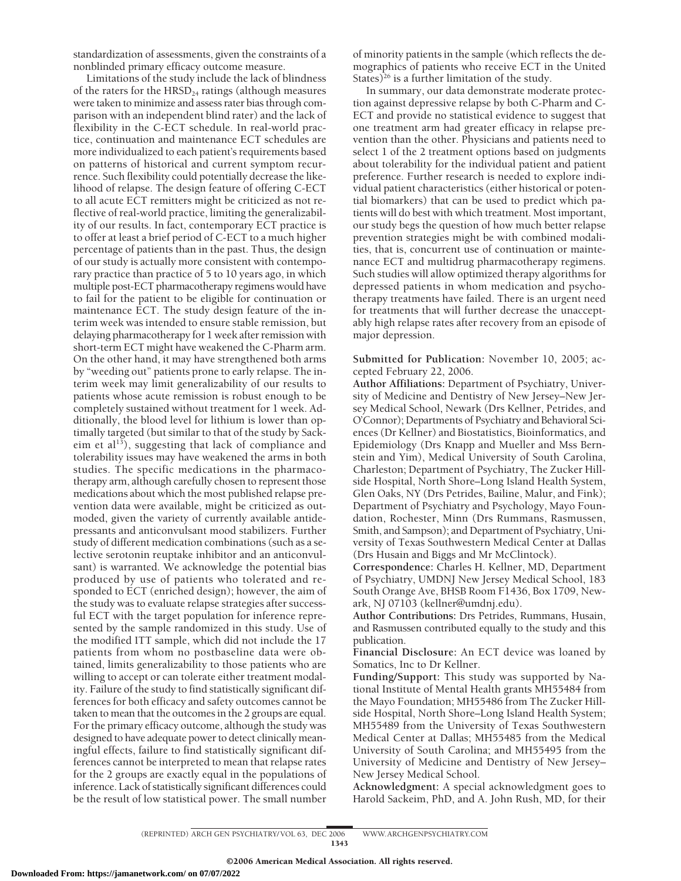standardization of assessments, given the constraints of a nonblinded primary efficacy outcome measure.

Limitations of the study include the lack of blindness of the raters for the $HRSD_{24}$ ratings (although measures were taken to minimize and assess rater bias through comparison with an independent blind rater) and the lack of flexibility in the C-ECT schedule. In real-world practice, continuation and maintenance ECT schedules are more individualized to each patient's requirements based on patterns of historical and current symptom recurrence. Such flexibility could potentially decrease the likelihood of relapse. The design feature of offering C-ECT to all acute ECT remitters might be criticized as not reflective of real-world practice, limiting the generalizability of our results. In fact, contemporary ECT practice is to offer at least a brief period of C-ECT to a much higher percentage of patients than in the past. Thus, the design of our study is actually more consistent with contemporary practice than practice of 5 to 10 years ago, in which multiple post-ECT pharmacotherapy regimens would have to fail for the patient to be eligible for continuation or maintenance ECT. The study design feature of the interim week was intended to ensure stable remission, but delaying pharmacotherapy for 1 week after remission with short-term ECT might have weakened the C-Pharm arm. On the other hand, it may have strengthened both arms by "weeding out" patients prone to early relapse. The interim week may limit generalizability of our results to patients whose acute remission is robust enough to be completely sustained without treatment for 1 week. Additionally, the blood level for lithium is lower than optimally targeted (but similar to that of the study by Sackeim et al[15]), suggesting that lack of compliance and tolerability issues may have weakened the arms in both studies. The specific medications in the pharmacotherapy arm, although carefully chosen to represent those medications about which the most published relapse prevention data were available, might be criticized as outmoded, given the variety of currently available antidepressants and anticonvulsant mood stabilizers. Further study of different medication combinations (such as a selective serotonin reuptake inhibitor and an anticonvulsant) is warranted. We acknowledge the potential bias produced by use of patients who tolerated and responded to ECT (enriched design); however, the aim of the study was to evaluate relapse strategies after successful ECT with the target population for inference represented by the sample randomized in this study. Use of the modified ITT sample, which did not include the 17 patients from whom no postbaseline data were obtained, limits generalizability to those patients who are willing to accept or can tolerate either treatment modality. Failure of the study to find statistically significant differences for both efficacy and safety outcomes cannot be taken to mean that the outcomes in the 2 groups are equal. For the primary efficacy outcome, although the study was designed to have adequate power to detect clinically meaningful effects, failure to find statistically significant differences cannot be interpreted to mean that relapse rates for the 2 groups are exactly equal in the populations of inference. Lack of statistically significant differences could be the result of low statistical power. The small number of minority patients in the sample (which reflects the demographics of patients who receive ECT in the United States)[26] is a further limitation of the study.

In summary, our data demonstrate moderate protection against depressive relapse by both C-Pharm and C-ECT and provide no statistical evidence to suggest that one treatment arm had greater efficacy in relapse prevention than the other. Physicians and patients need to select 1 of the 2 treatment options based on judgments about tolerability for the individual patient and patient preference. Further research is needed to explore individual patient characteristics (either historical or potential biomarkers) that can be used to predict which patients will do best with which treatment. Most important, our study begs the question of how much better relapse prevention strategies might be with combined modalities, that is, concurrent use of continuation or maintenance ECT and multidrug pharmacotherapy regimens. Such studies will allow optimized therapy algorithms for depressed patients in whom medication and psychotherapy treatments have failed. There is an urgent need for treatments that will further decrease the unacceptably high relapse rates after recovery from an episode of major depression.

**Submitted for Publication:** November 10, 2005; accepted February 22, 2006.

**Author Affiliations:** Department of Psychiatry, University of Medicine and Dentistry of New Jersey–New Jersey Medical School, Newark (Drs Kellner, Petrides, and O'Connor); Departments of Psychiatry and Behavioral Sciences (Dr Kellner) and Biostatistics, Bioinformatics, and Epidemiology (Drs Knapp and Mueller and Mss Bernstein and Yim), Medical University of South Carolina, Charleston; Department of Psychiatry, The Zucker Hillside Hospital, North Shore–Long Island Health System, Glen Oaks, NY (Drs Petrides, Bailine, Malur, and Fink); Department of Psychiatry and Psychology, Mayo Foundation, Rochester, Minn (Drs Rummans, Rasmussen, Smith, and Sampson); and Department of Psychiatry, University of Texas Southwestern Medical Center at Dallas (Drs Husain and Biggs and Mr McClintock).

**Correspondence:** Charles H. Kellner, MD, Department of Psychiatry, UMDNJ New Jersey Medical School, 183 South Orange Ave, BHSB Room F1436, Box 1709, Newark, NJ 07103 (kellner@umdnj.edu).

**Author Contributions:** Drs Petrides, Rummans, Husain, and Rasmussen contributed equally to the study and this publication.

**Financial Disclosure:** An ECT device was loaned by Somatics, Inc to Dr Kellner.

**Funding/Support:** This study was supported by National Institute of Mental Health grants MH55484 from the Mayo Foundation; MH55486 from The Zucker Hillside Hospital, North Shore–Long Island Health System; MH55489 from the University of Texas Southwestern Medical Center at Dallas; MH55485 from the Medical University of South Carolina; and MH55495 from the University of Medicine and Dentistry of New Jersey–New Jersey Medical School.

**Acknowledgment:** A special acknowledgment goes to Harold Sackeim, PhD, and A. John Rush, MD, for their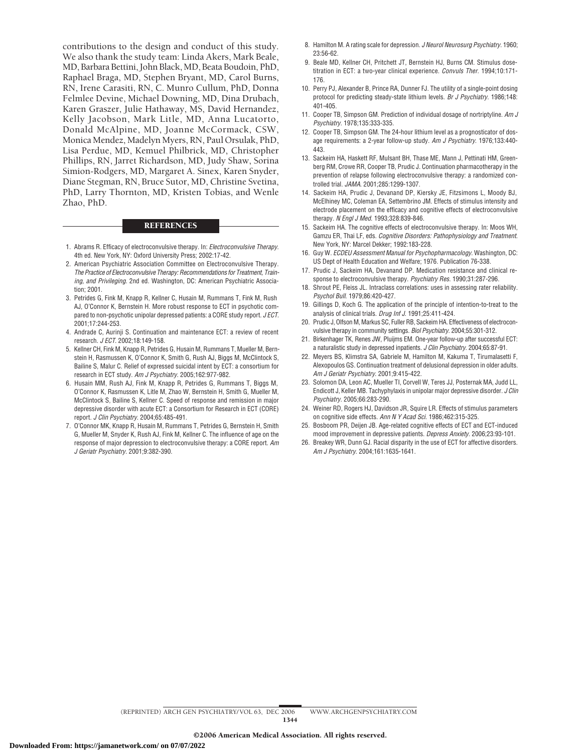contributions to the design and conduct of this study. We also thank the study team: Linda Akers, Mark Beale, MD, Barbara Bettini, John Black, MD, Beata Boudoin, PhD, Raphael Braga, MD, Stephen Bryant, MD, Carol Burns, RN, Irene Carasiti, RN, C. Munro Cullum, PhD, Donna Felmlee Devine, Michael Downing, MD, Dina Drubach, Karen Graszer, Julie Hathaway, MS, David Hernandez, Kelly Jacobson, Mark Litle, MD, Anna Lucatorto, Donald McAlpine, MD, Joanne McCormack, CSW, Monica Mendez, Madelyn Myers, RN, Paul Orsulak, PhD, Lisa Perdue, MD, Kemuel Philbrick, MD, Christopher Phillips, RN, Jarret Richardson, MD, Judy Shaw, Sorina Simion-Rodgers, MD, Margaret A. Sinex, Karen Snyder, Diane Stegman, RN, Bruce Sutor, MD, Christine Svetina, PhD, Larry Thornton, MD, Kristen Tobias, and Wenle Zhao, PhD.

## REFERENCES

1. Abrams R. Efficacy of electroconvulsive therapy. In: *Electroconvulsive Therapy*. 4th ed. New York, NY: Oxford University Press; 2002:17-42.
2. American Psychiatric Association Committee on Electroconvulsive Therapy. *The Practice of Electroconvulsive Therapy: Recommendations for Treatment, Training, and Privileging*. 2nd ed. Washington, DC: American Psychiatric Association; 2001.
3. Petrides G, Fink M, Knapp R, Kellner C, Husain M, Rummans T, Fink M, Rush AJ, O'Connor K, Bernstein H. More robust response to ECT in psychotic compared to non-psychotic unipolar depressed patients: a CORE study report. *J ECT*. 2001;17:244-253.
4. Andrade C, Aurinji S. Continuation and maintenance ECT: a review of recent research. *J ECT*. 2002;18:149-158.
5. Kellner CH, Fink M, Knapp R, Petrides G, Husain M, Rummans T, Mueller M, Bernstein H, Rasmussen K, O'Connor K, Smith G, Rush AJ, Biggs M, McClintock S, Bailine S, Malur C. Relief of expressed suicidal intent by ECT: a consortium for research in ECT study. *Am J Psychiatry*. 2005;162:977-982.
6. Husain MM, Rush AJ, Fink M, Knapp R, Petrides G, Rummans T, Biggs M, O'Connor K, Rasmussen K, Litle M, Zhao W, Bernstein H, Smith G, Mueller M, McClintock S, Bailine S, Kellner C. Speed of response and remission in major depressive disorder with acute ECT: a Consortium for Research in ECT (CORE) report. *J Clin Psychiatry*. 2004;65:485-491.
7. O'Connor MK, Knapp R, Husain M, Rummans T, Petrides G, Bernstein H, Smith G, Mueller M, Snyder K, Rush AJ, Fink M, Kellner C. The influence of age on the response of major depression to electroconvulsive therapy: a CORE report. *Am J Geriatr Psychiatry*. 2001;9:382-390.
8. Hamilton M. A rating scale for depression. *J Neurol Neurosurg Psychiatry*. 1960;23:56-62.
9. Beale MD, Kellner CH, Pritchett JT, Bernstein HJ, Burns CM. Stimulus dose-titration in ECT: a two-year clinical experience. *Convuls Ther*. 1994;10:171-176.
10. Perry PJ, Alexander B, Prince RA, Dunner FJ. The utility of a single-point dosing protocol for predicting steady-state lithium levels. *Br J Psychiatry*. 1986;148:401-405.
11. Cooper TB, Simpson GM. Prediction of individual dosage of nortriptyline. *Am J Psychiatry*. 1978;135:333-335.
12. Cooper TB, Simpson GM. The 24-hour lithium level as a prognosticator of dosage requirements: a 2-year follow-up study. *Am J Psychiatry*. 1976;133:440-443.
13. Sackeim HA, Haskett RF, Mulsant BH, Thase ME, Mann J, Pettinati HM, Greenberg RM, Crowe RR, Cooper TB, Prudic J. Continuation pharmacotherapy in the prevention of relapse following electroconvulsive therapy: a randomized controlled trial. *JAMA*. 2001;285:1299-1307.
14. Sackeim HA, Prudic J, Devanand DP, Kiersky JE, Fitzsimons L, Moody BJ, McElhiney MC, Coleman EA, Settembrino JM. Effects of stimulus intensity and electrode placement on the efficacy and cognitive effects of electroconvulsive therapy. *N Engl J Med*. 1993;328:839-846.
15. Sackeim HA. The cognitive effects of electroconvulsive therapy. In: Moos WH, Gamzu ER, Thai LF, eds. *Cognitive Disorders: Pathophysiology and Treatment*. New York, NY: Marcel Dekker; 1992:183-228.
16. Guy W. *ECDEU Assessment Manual for Psychopharmacology*. Washington, DC: US Dept of Health Education and Welfare; 1976. Publication 76-338.
17. Prudic J, Sackeim HA, Devanand DP. Medication resistance and clinical response to electroconvulsive therapy. *Psychiatry Res*. 1990;31:287-296.
18. Shrout PE, Fleiss JL. Intraclass correlations: uses in assessing rater reliability. *Psychol Bull*. 1979;86:420-427.
19. Gillings D, Koch G. The application of the principle of intention-to-treat to the analysis of clinical trials. *Drug Inf J*. 1991;25:411-424.
20. Prudic J, Olfson M, Markus SC, Fuller RB, Sackeim HA. Effectiveness of electroconvulsive therapy in community settings. *Biol Psychiatry*. 2004;55:301-312.
21. Birkenhager TK, Renes JW, Pluijms EM. One-year follow-up after successful ECT: a naturalistic study in depressed inpatients. *J Clin Psychiatry*. 2004;65:87-91.
22. Meyers BS, Klimstra SA, Gabriele M, Hamilton M, Kakuma T, Tirumalasetti F, Alexopoulos GS. Continuation treatment of delusional depression in older adults. *Am J Geriatr Psychiatry*. 2001;9:415-422.
23. Solomon DA, Leon AC, Mueller TI, Corvell W, Teres JJ, Posternak MA, Judd LL, Endicott J, Keller MB. Tachyphylaxis in unipolar major depressive disorder. *J Clin Psychiatry*. 2005;66:283-290.
24. Weiner RD, Rogers HJ, Davidson JR, Squire LR. Effects of stimulus parameters on cognitive side effects. *Ann N Y Acad Sci*. 1986;462:315-325.
25. Bosboom PR, Deijen JB. Age-related cognitive effects of ECT and ECT-induced mood improvement in depressive patients. *Depress Anxiety*. 2006;23:93-101.
26. Breakey WR, Dunn GJ. Racial disparity in the use of ECT for affective disorders. *Am J Psychiatry*. 2004;161:1635-1641.